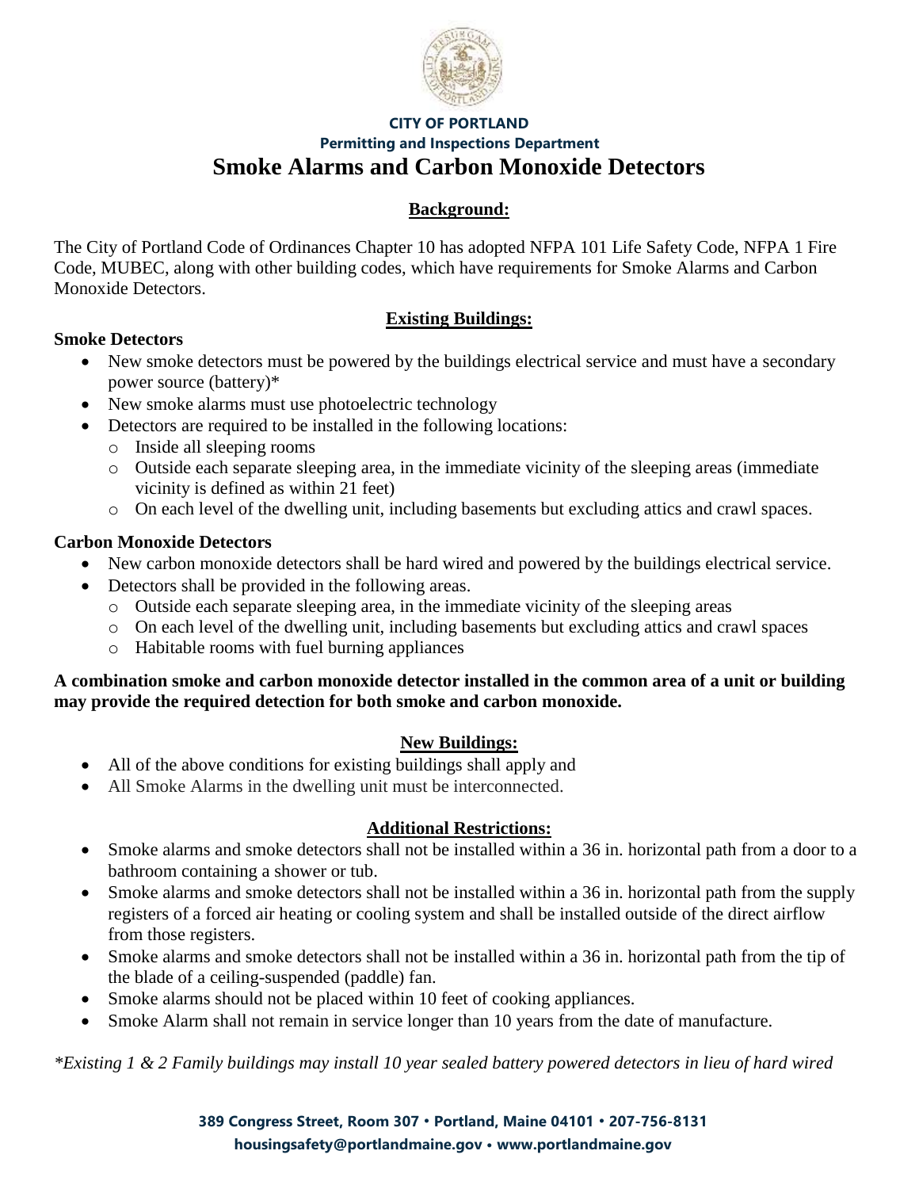**CITY OF PORTLAND**

**Permitting and Inspections Department**

# Smoke Alarms and Carbon Monoxide Detectors

## Background:

The City of Portland Code of Ordinances Chapter 10 has adopted NFPA 101 Life Safety Code, NFPA 1 Fire Code, MUBEC, along with other building codes, which have requirements for Smoke Alarms and Carbon Monoxide Detectors.

## Existing Buildings:

**Smoke Detectors**

- New smoke detectors must be powered by the buildings electrical service and must have a secondary power source (battery)*
- New smoke alarms must use photoelectric technology
- Detectors are required to be installed in the following locations:
  - Inside all sleeping rooms
  - Outside each separate sleeping area, in the immediate vicinity of the sleeping areas (immediate vicinity is defined as within 21 feet)
  - On each level of the dwelling unit, including basements but excluding attics and crawl spaces.

**Carbon Monoxide Detectors**

- New carbon monoxide detectors shall be hard wired and powered by the buildings electrical service.
- Detectors shall be provided in the following areas.
  - Outside each separate sleeping area, in the immediate vicinity of the sleeping areas
  - On each level of the dwelling unit, including basements but excluding attics and crawl spaces
  - Habitable rooms with fuel burning appliances

**A combination smoke and carbon monoxide detector installed in the common area of a unit or building may provide the required detection for both smoke and carbon monoxide.**

## New Buildings:

- All of the above conditions for existing buildings shall apply and
- All Smoke Alarms in the dwelling unit must be interconnected.

## Additional Restrictions:

- Smoke alarms and smoke detectors shall not be installed within a 36 in. horizontal path from a door to a bathroom containing a shower or tub.
- Smoke alarms and smoke detectors shall not be installed within a 36 in. horizontal path from the supply registers of a forced air heating or cooling system and shall be installed outside of the direct airflow from those registers.
- Smoke alarms and smoke detectors shall not be installed within a 36 in. horizontal path from the tip of the blade of a ceiling-suspended (paddle) fan.
- Smoke alarms should not be placed within 10 feet of cooking appliances.
- Smoke Alarm shall not remain in service longer than 10 years from the date of manufacture.

*\*Existing 1 & 2 Family buildings may install 10 year sealed battery powered detectors in lieu of hard wired*

**389 Congress Street, Room 307 • Portland, Maine 04101 • 207-756-8131**
**housingsafety@portlandmaine.gov • www.portlandmaine.gov**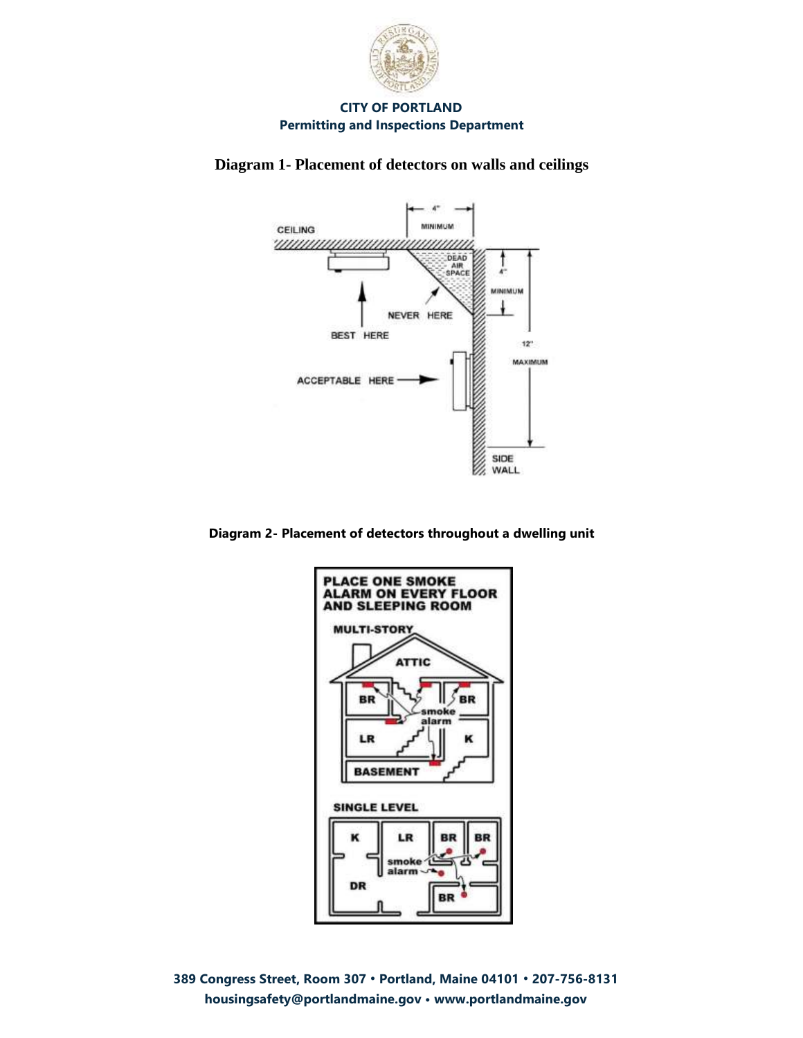**CITY OF PORTLAND**
**Permitting and Inspections Department**

## Diagram 1- Placement of detectors on walls and ceilings

4"
MINIMUM
CEILING
DEAD AIR SPACE
4"
MINIMUM
NEVER HERE
BEST HERE
12"
MAXIMUM
ACCEPTABLE HERE
SIDE WALL

## Diagram 2- Placement of detectors throughout a dwelling unit

PLACE ONE SMOKE ALARM ON EVERY FLOOR AND SLEEPING ROOM

MULTI-STORY
ATTIC
BR
BR
smoke alarm
LR
K
BASEMENT

SINGLE LEVEL
K
LR
BR
BR
smoke alarm
DR
BR

**389 Congress Street, Room 307 • Portland, Maine 04101 • 207-756-8131**
**housingsafety@portlandmaine.gov • www.portlandmaine.gov**